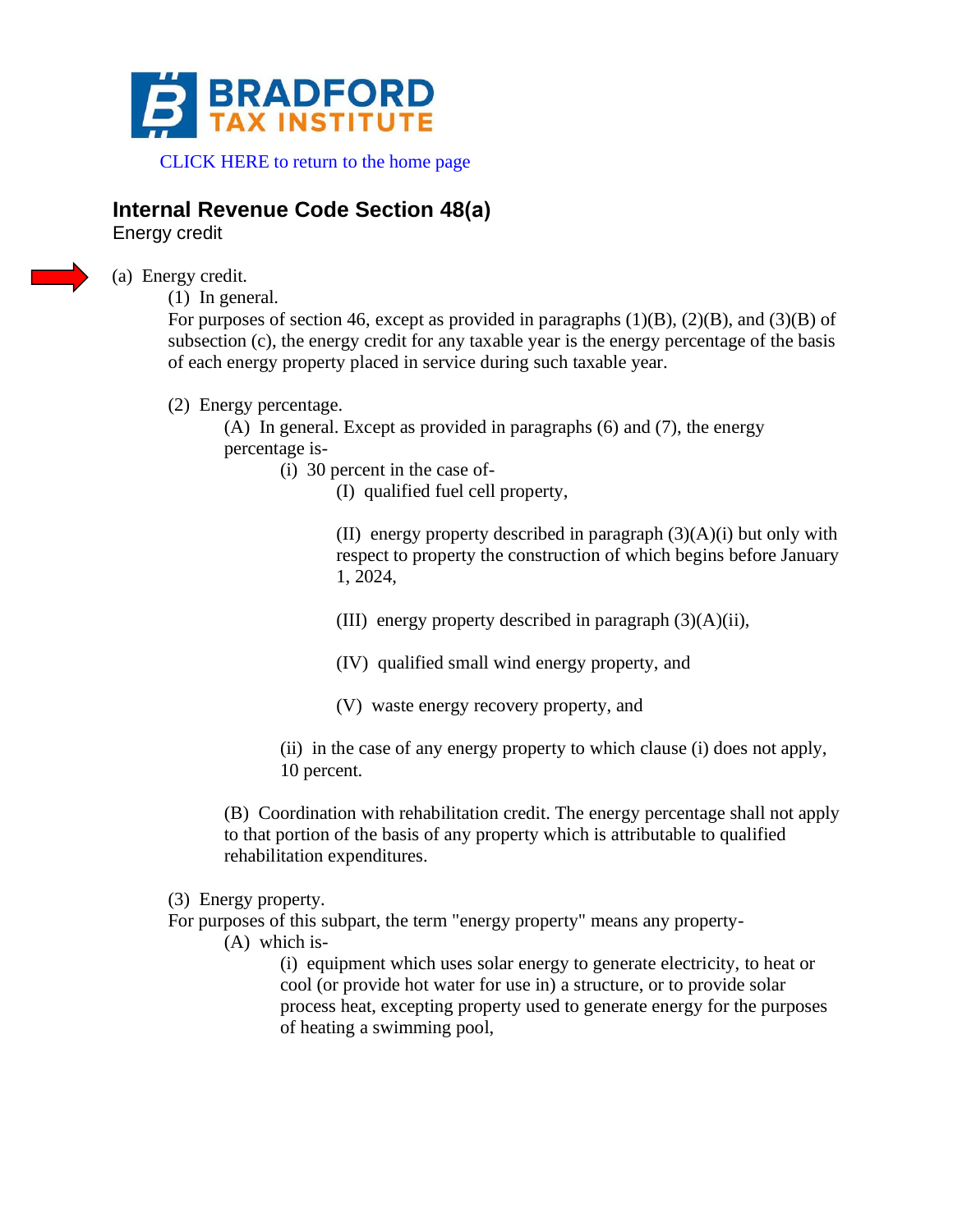BRADFORD TAX INSTITUTE

CLICK HERE to return to the home page

## Internal Revenue Code Section 48(a)

Energy credit

(a) Energy credit.

(1) In general.

For purposes of section 46, except as provided in paragraphs (1)(B), (2)(B), and (3)(B) of subsection (c), the energy credit for any taxable year is the energy percentage of the basis of each energy property placed in service during such taxable year.

(2) Energy percentage.

(A) In general. Except as provided in paragraphs (6) and (7), the energy percentage is-

(i) 30 percent in the case of-

(I) qualified fuel cell property,

(II) energy property described in paragraph (3)(A)(i) but only with respect to property the construction of which begins before January 1, 2024,

(III) energy property described in paragraph (3)(A)(ii),

(IV) qualified small wind energy property, and

(V) waste energy recovery property, and

(ii) in the case of any energy property to which clause (i) does not apply, 10 percent.

(B) Coordination with rehabilitation credit. The energy percentage shall not apply to that portion of the basis of any property which is attributable to qualified rehabilitation expenditures.

(3) Energy property.

For purposes of this subpart, the term "energy property" means any property-

(A) which is-

(i) equipment which uses solar energy to generate electricity, to heat or cool (or provide hot water for use in) a structure, or to provide solar process heat, excepting property used to generate energy for the purposes of heating a swimming pool,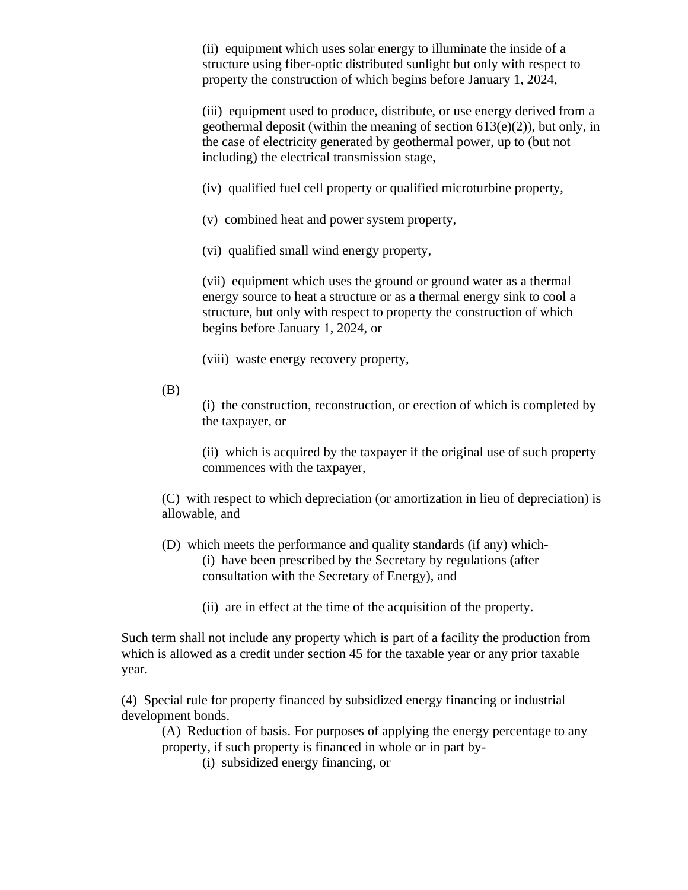(ii) equipment which uses solar energy to illuminate the inside of a structure using fiber-optic distributed sunlight but only with respect to property the construction of which begins before January 1, 2024,

(iii) equipment used to produce, distribute, or use energy derived from a geothermal deposit (within the meaning of section 613(e)(2)), but only, in the case of electricity generated by geothermal power, up to (but not including) the electrical transmission stage,

(iv) qualified fuel cell property or qualified microturbine property,

(v) combined heat and power system property,

(vi) qualified small wind energy property,

(vii) equipment which uses the ground or ground water as a thermal energy source to heat a structure or as a thermal energy sink to cool a structure, but only with respect to property the construction of which begins before January 1, 2024, or

(viii) waste energy recovery property,

(B)

(i) the construction, reconstruction, or erection of which is completed by the taxpayer, or

(ii) which is acquired by the taxpayer if the original use of such property commences with the taxpayer,

(C) with respect to which depreciation (or amortization in lieu of depreciation) is allowable, and

(D) which meets the performance and quality standards (if any) which-

(i) have been prescribed by the Secretary by regulations (after consultation with the Secretary of Energy), and

(ii) are in effect at the time of the acquisition of the property.

Such term shall not include any property which is part of a facility the production from which is allowed as a credit under section 45 for the taxable year or any prior taxable year.

(4) Special rule for property financed by subsidized energy financing or industrial development bonds.

(A) Reduction of basis. For purposes of applying the energy percentage to any property, if such property is financed in whole or in part by-

(i) subsidized energy financing, or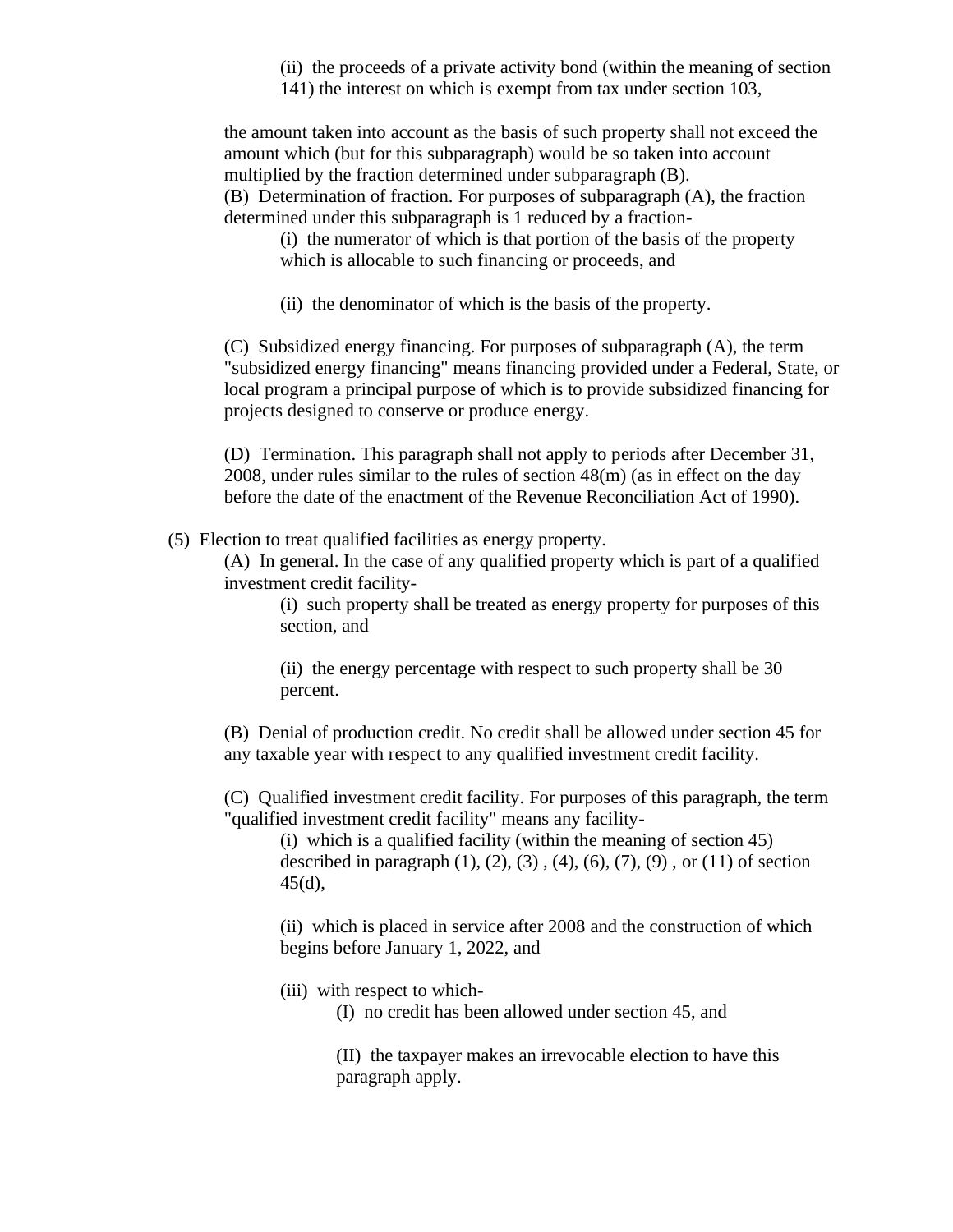(ii) the proceeds of a private activity bond (within the meaning of section 141) the interest on which is exempt from tax under section 103,

the amount taken into account as the basis of such property shall not exceed the amount which (but for this subparagraph) would be so taken into account multiplied by the fraction determined under subparagraph (B).

(B) Determination of fraction. For purposes of subparagraph (A), the fraction determined under this subparagraph is 1 reduced by a fraction-

(i) the numerator of which is that portion of the basis of the property which is allocable to such financing or proceeds, and

(ii) the denominator of which is the basis of the property.

(C) Subsidized energy financing. For purposes of subparagraph (A), the term "subsidized energy financing" means financing provided under a Federal, State, or local program a principal purpose of which is to provide subsidized financing for projects designed to conserve or produce energy.

(D) Termination. This paragraph shall not apply to periods after December 31, 2008, under rules similar to the rules of section 48(m) (as in effect on the day before the date of the enactment of the Revenue Reconciliation Act of 1990).

(5) Election to treat qualified facilities as energy property.

(A) In general. In the case of any qualified property which is part of a qualified investment credit facility-

(i) such property shall be treated as energy property for purposes of this section, and

(ii) the energy percentage with respect to such property shall be 30 percent.

(B) Denial of production credit. No credit shall be allowed under section 45 for any taxable year with respect to any qualified investment credit facility.

(C) Qualified investment credit facility. For purposes of this paragraph, the term "qualified investment credit facility" means any facility-

(i) which is a qualified facility (within the meaning of section 45) described in paragraph (1), (2), (3) , (4), (6), (7), (9) , or (11) of section 45(d),

(ii) which is placed in service after 2008 and the construction of which begins before January 1, 2022, and

(iii) with respect to which-

(I) no credit has been allowed under section 45, and

(II) the taxpayer makes an irrevocable election to have this paragraph apply.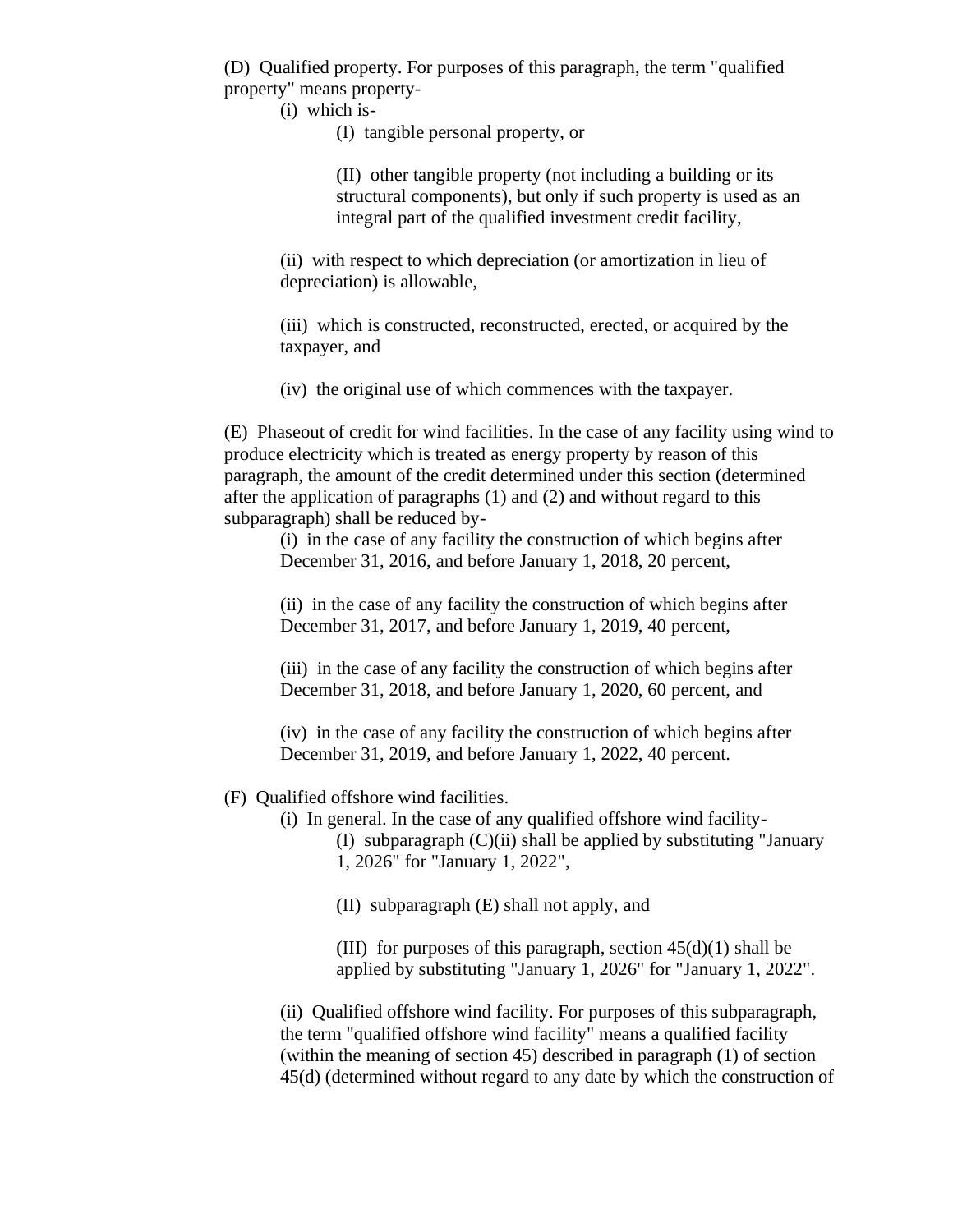(D) Qualified property. For purposes of this paragraph, the term "qualified property" means property-

(i) which is-

(I) tangible personal property, or

(II) other tangible property (not including a building or its structural components), but only if such property is used as an integral part of the qualified investment credit facility,

(ii) with respect to which depreciation (or amortization in lieu of depreciation) is allowable,

(iii) which is constructed, reconstructed, erected, or acquired by the taxpayer, and

(iv) the original use of which commences with the taxpayer.

(E) Phaseout of credit for wind facilities. In the case of any facility using wind to produce electricity which is treated as energy property by reason of this paragraph, the amount of the credit determined under this section (determined after the application of paragraphs (1) and (2) and without regard to this subparagraph) shall be reduced by-

(i) in the case of any facility the construction of which begins after December 31, 2016, and before January 1, 2018, 20 percent,

(ii) in the case of any facility the construction of which begins after December 31, 2017, and before January 1, 2019, 40 percent,

(iii) in the case of any facility the construction of which begins after December 31, 2018, and before January 1, 2020, 60 percent, and

(iv) in the case of any facility the construction of which begins after December 31, 2019, and before January 1, 2022, 40 percent.

(F) Qualified offshore wind facilities.

(i) In general. In the case of any qualified offshore wind facility-

(I) subparagraph (C)(ii) shall be applied by substituting "January 1, 2026" for "January 1, 2022",

(II) subparagraph (E) shall not apply, and

(III) for purposes of this paragraph, section 45(d)(1) shall be applied by substituting "January 1, 2026" for "January 1, 2022".

(ii) Qualified offshore wind facility. For purposes of this subparagraph, the term "qualified offshore wind facility" means a qualified facility (within the meaning of section 45) described in paragraph (1) of section 45(d) (determined without regard to any date by which the construction of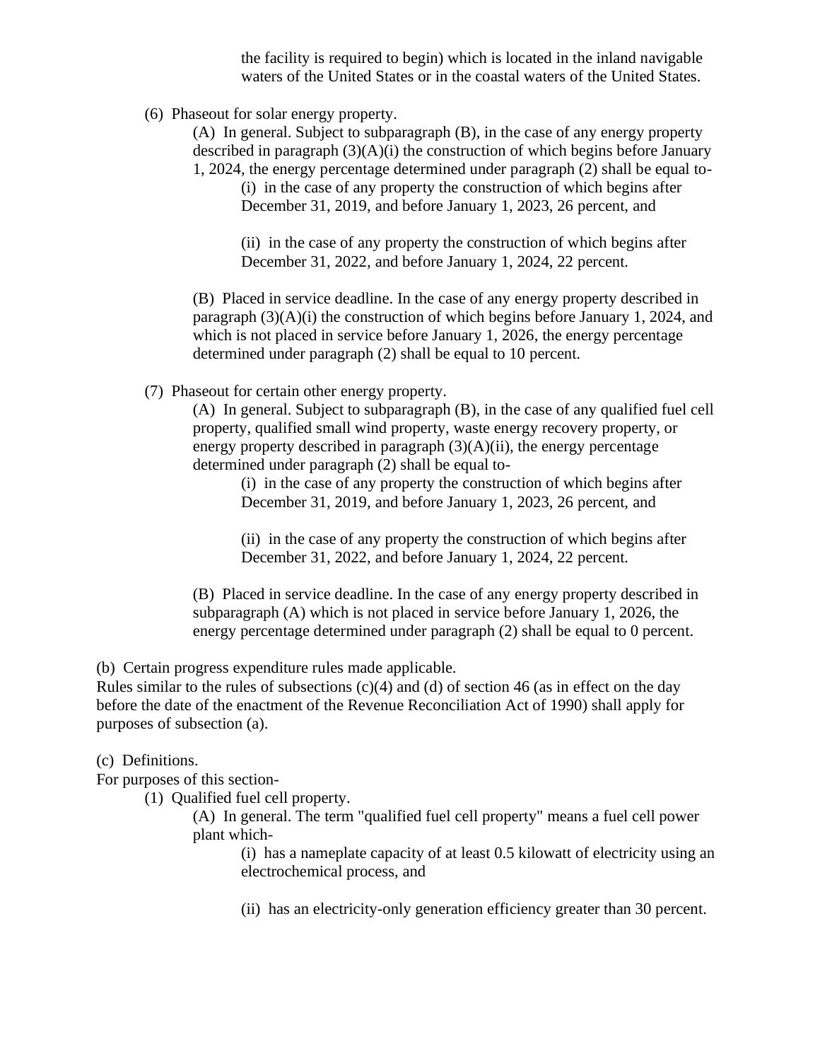the facility is required to begin) which is located in the inland navigable waters of the United States or in the coastal waters of the United States.

(6) Phaseout for solar energy property.

(A) In general. Subject to subparagraph (B), in the case of any energy property described in paragraph (3)(A)(i) the construction of which begins before January 1, 2024, the energy percentage determined under paragraph (2) shall be equal to-

(i) in the case of any property the construction of which begins after December 31, 2019, and before January 1, 2023, 26 percent, and

(ii) in the case of any property the construction of which begins after December 31, 2022, and before January 1, 2024, 22 percent.

(B) Placed in service deadline. In the case of any energy property described in paragraph (3)(A)(i) the construction of which begins before January 1, 2024, and which is not placed in service before January 1, 2026, the energy percentage determined under paragraph (2) shall be equal to 10 percent.

(7) Phaseout for certain other energy property.

(A) In general. Subject to subparagraph (B), in the case of any qualified fuel cell property, qualified small wind property, waste energy recovery property, or energy property described in paragraph (3)(A)(ii), the energy percentage determined under paragraph (2) shall be equal to-

(i) in the case of any property the construction of which begins after December 31, 2019, and before January 1, 2023, 26 percent, and

(ii) in the case of any property the construction of which begins after December 31, 2022, and before January 1, 2024, 22 percent.

(B) Placed in service deadline. In the case of any energy property described in subparagraph (A) which is not placed in service before January 1, 2026, the energy percentage determined under paragraph (2) shall be equal to 0 percent.

(b) Certain progress expenditure rules made applicable.
Rules similar to the rules of subsections (c)(4) and (d) of section 46 (as in effect on the day before the date of the enactment of the Revenue Reconciliation Act of 1990) shall apply for purposes of subsection (a).

(c) Definitions.
For purposes of this section-

(1) Qualified fuel cell property.

(A) In general. The term "qualified fuel cell property" means a fuel cell power plant which-

(i) has a nameplate capacity of at least 0.5 kilowatt of electricity using an electrochemical process, and

(ii) has an electricity-only generation efficiency greater than 30 percent.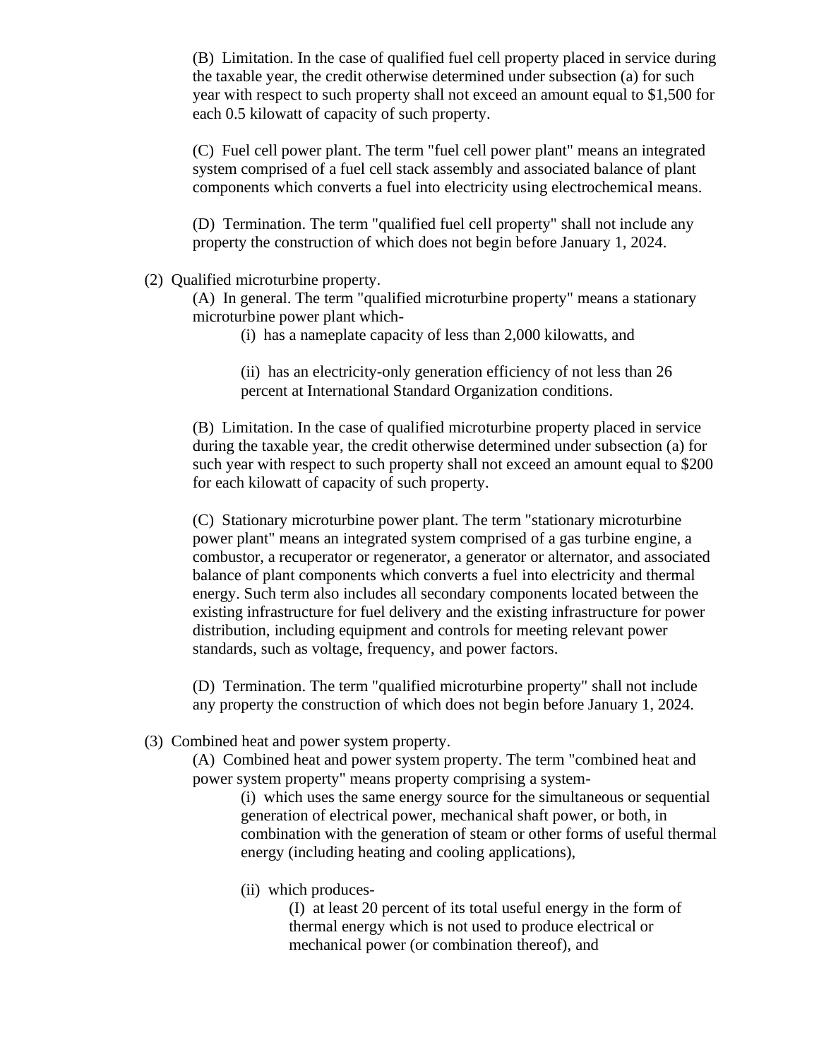(B) Limitation. In the case of qualified fuel cell property placed in service during the taxable year, the credit otherwise determined under subsection (a) for such year with respect to such property shall not exceed an amount equal to $1,500 for each 0.5 kilowatt of capacity of such property.

(C) Fuel cell power plant. The term "fuel cell power plant" means an integrated system comprised of a fuel cell stack assembly and associated balance of plant components which converts a fuel into electricity using electrochemical means.

(D) Termination. The term "qualified fuel cell property" shall not include any property the construction of which does not begin before January 1, 2024.

(2) Qualified microturbine property.

(A) In general. The term "qualified microturbine property" means a stationary microturbine power plant which-

(i) has a nameplate capacity of less than 2,000 kilowatts, and

(ii) has an electricity-only generation efficiency of not less than 26 percent at International Standard Organization conditions.

(B) Limitation. In the case of qualified microturbine property placed in service during the taxable year, the credit otherwise determined under subsection (a) for such year with respect to such property shall not exceed an amount equal to $200 for each kilowatt of capacity of such property.

(C) Stationary microturbine power plant. The term "stationary microturbine power plant" means an integrated system comprised of a gas turbine engine, a combustor, a recuperator or regenerator, a generator or alternator, and associated balance of plant components which converts a fuel into electricity and thermal energy. Such term also includes all secondary components located between the existing infrastructure for fuel delivery and the existing infrastructure for power distribution, including equipment and controls for meeting relevant power standards, such as voltage, frequency, and power factors.

(D) Termination. The term "qualified microturbine property" shall not include any property the construction of which does not begin before January 1, 2024.

(3) Combined heat and power system property.

(A) Combined heat and power system property. The term "combined heat and power system property" means property comprising a system-

(i) which uses the same energy source for the simultaneous or sequential generation of electrical power, mechanical shaft power, or both, in combination with the generation of steam or other forms of useful thermal energy (including heating and cooling applications),

(ii) which produces-

(I) at least 20 percent of its total useful energy in the form of thermal energy which is not used to produce electrical or mechanical power (or combination thereof), and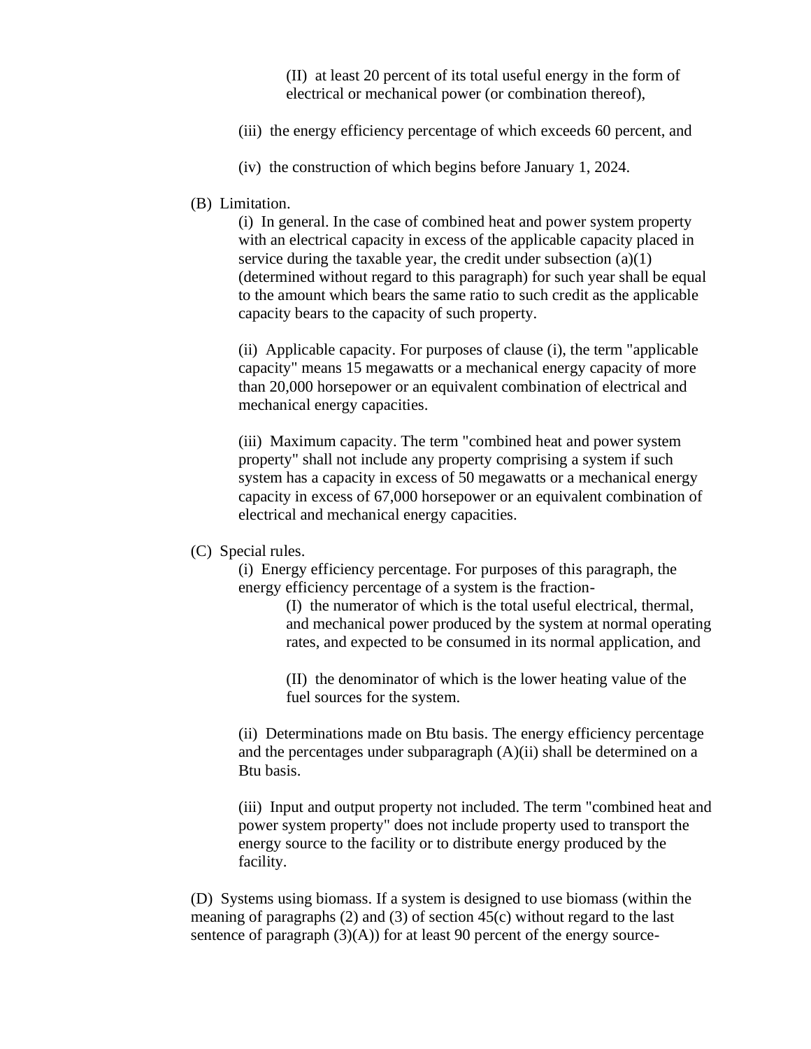(II) at least 20 percent of its total useful energy in the form of electrical or mechanical power (or combination thereof),

(iii) the energy efficiency percentage of which exceeds 60 percent, and

(iv) the construction of which begins before January 1, 2024.

(B) Limitation.

(i) In general. In the case of combined heat and power system property with an electrical capacity in excess of the applicable capacity placed in service during the taxable year, the credit under subsection (a)(1) (determined without regard to this paragraph) for such year shall be equal to the amount which bears the same ratio to such credit as the applicable capacity bears to the capacity of such property.

(ii) Applicable capacity. For purposes of clause (i), the term "applicable capacity" means 15 megawatts or a mechanical energy capacity of more than 20,000 horsepower or an equivalent combination of electrical and mechanical energy capacities.

(iii) Maximum capacity. The term "combined heat and power system property" shall not include any property comprising a system if such system has a capacity in excess of 50 megawatts or a mechanical energy capacity in excess of 67,000 horsepower or an equivalent combination of electrical and mechanical energy capacities.

(C) Special rules.

(i) Energy efficiency percentage. For purposes of this paragraph, the energy efficiency percentage of a system is the fraction-

(I) the numerator of which is the total useful electrical, thermal, and mechanical power produced by the system at normal operating rates, and expected to be consumed in its normal application, and

(II) the denominator of which is the lower heating value of the fuel sources for the system.

(ii) Determinations made on Btu basis. The energy efficiency percentage and the percentages under subparagraph (A)(ii) shall be determined on a Btu basis.

(iii) Input and output property not included. The term "combined heat and power system property" does not include property used to transport the energy source to the facility or to distribute energy produced by the facility.

(D) Systems using biomass. If a system is designed to use biomass (within the meaning of paragraphs (2) and (3) of section 45(c) without regard to the last sentence of paragraph (3)(A)) for at least 90 percent of the energy source-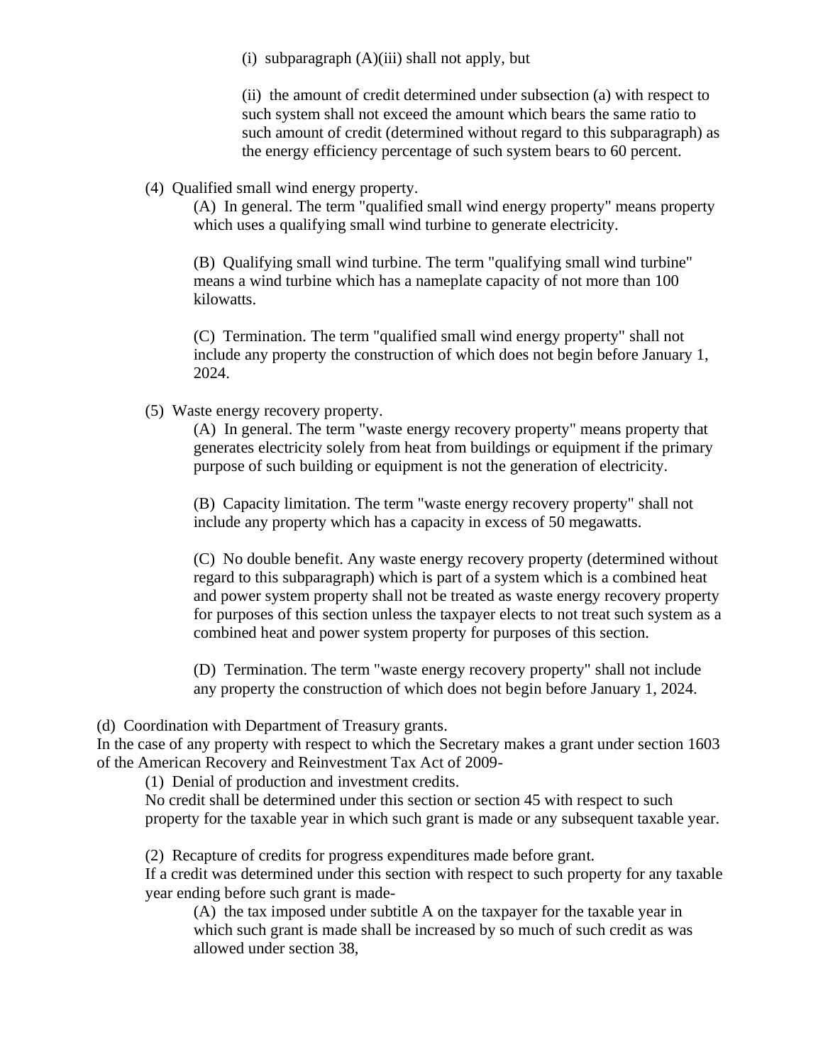(i) subparagraph (A)(iii) shall not apply, but

(ii) the amount of credit determined under subsection (a) with respect to such system shall not exceed the amount which bears the same ratio to such amount of credit (determined without regard to this subparagraph) as the energy efficiency percentage of such system bears to 60 percent.

(4) Qualified small wind energy property.

(A) In general. The term "qualified small wind energy property" means property which uses a qualifying small wind turbine to generate electricity.

(B) Qualifying small wind turbine. The term "qualifying small wind turbine" means a wind turbine which has a nameplate capacity of not more than 100 kilowatts.

(C) Termination. The term "qualified small wind energy property" shall not include any property the construction of which does not begin before January 1, 2024.

(5) Waste energy recovery property.

(A) In general. The term "waste energy recovery property" means property that generates electricity solely from heat from buildings or equipment if the primary purpose of such building or equipment is not the generation of electricity.

(B) Capacity limitation. The term "waste energy recovery property" shall not include any property which has a capacity in excess of 50 megawatts.

(C) No double benefit. Any waste energy recovery property (determined without regard to this subparagraph) which is part of a system which is a combined heat and power system property shall not be treated as waste energy recovery property for purposes of this section unless the taxpayer elects to not treat such system as a combined heat and power system property for purposes of this section.

(D) Termination. The term "waste energy recovery property" shall not include any property the construction of which does not begin before January 1, 2024.

(d) Coordination with Department of Treasury grants.
In the case of any property with respect to which the Secretary makes a grant under section 1603 of the American Recovery and Reinvestment Tax Act of 2009-

(1) Denial of production and investment credits.
No credit shall be determined under this section or section 45 with respect to such property for the taxable year in which such grant is made or any subsequent taxable year.

(2) Recapture of credits for progress expenditures made before grant.
If a credit was determined under this section with respect to such property for any taxable year ending before such grant is made-

(A) the tax imposed under subtitle A on the taxpayer for the taxable year in which such grant is made shall be increased by so much of such credit as was allowed under section 38,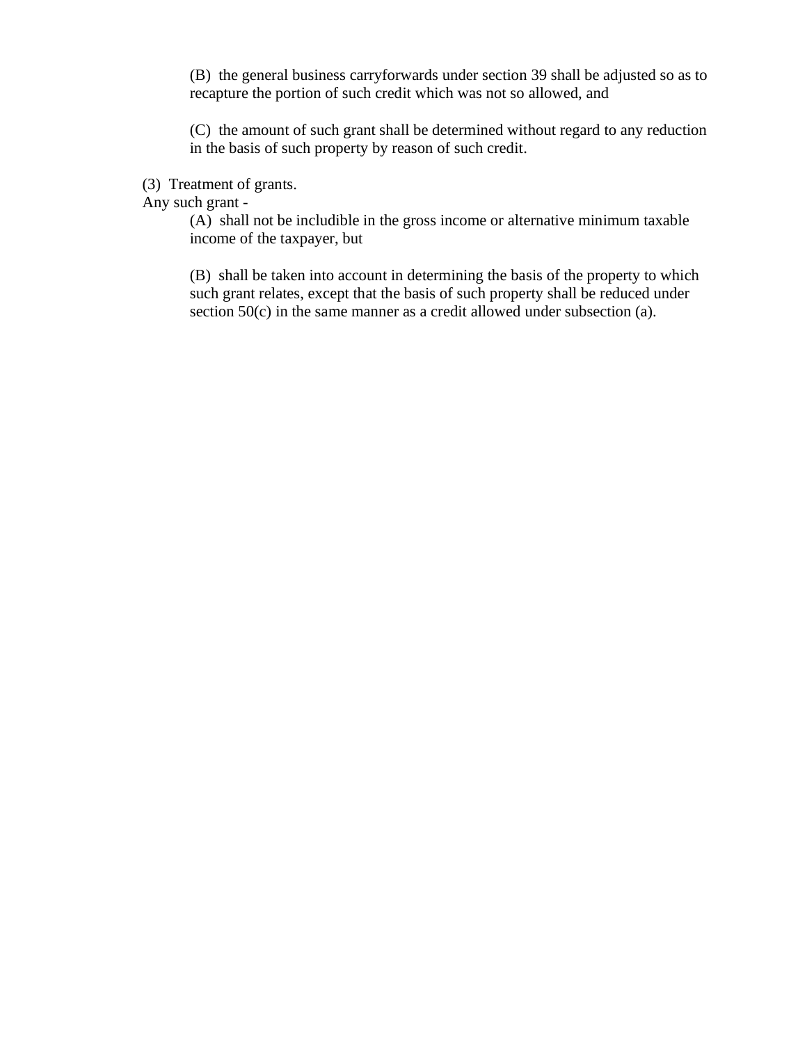(B) the general business carryforwards under section 39 shall be adjusted so as to recapture the portion of such credit which was not so allowed, and

(C) the amount of such grant shall be determined without regard to any reduction in the basis of such property by reason of such credit.

(3) Treatment of grants.

Any such grant -

(A) shall not be includible in the gross income or alternative minimum taxable income of the taxpayer, but

(B) shall be taken into account in determining the basis of the property to which such grant relates, except that the basis of such property shall be reduced under section 50(c) in the same manner as a credit allowed under subsection (a).